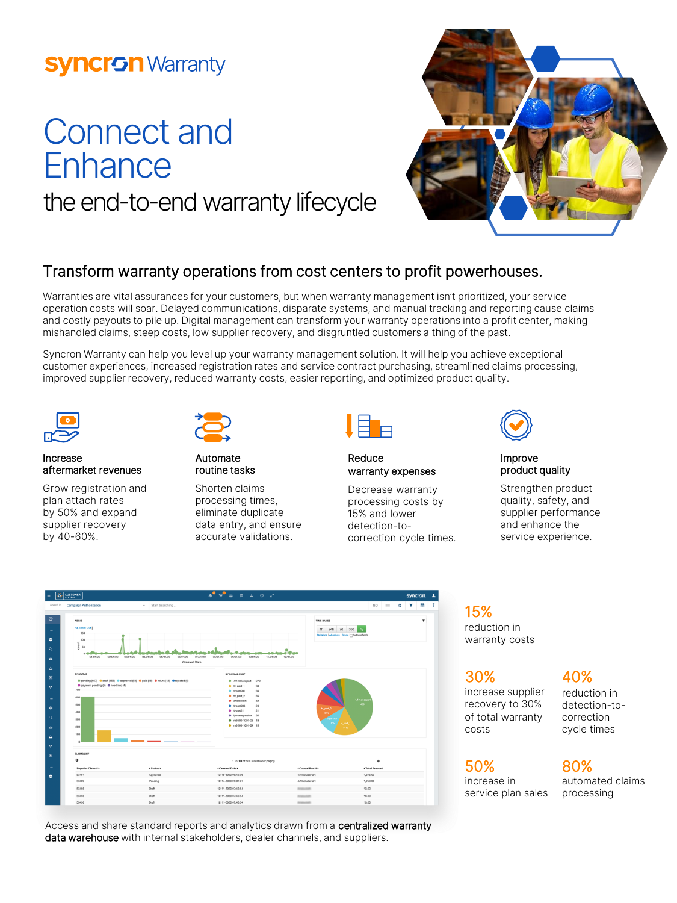syncron Warranty

# Connect and Enhance

## the end-to-end warranty lifecycle

## Transform warranty operations from cost centers to profit powerhouses.

Warranties are vital assurances for your customers, but when warranty management isn't prioritized, your service operation costs will soar. Delayed communications, disparate systems, and manual tracking and reporting cause claims and costly payouts to pile up. Digital management can transform your warranty operations into a profit center, making mishandled claims, steep costs, low supplier recovery, and disgruntled customers a thing of the past.

Syncron Warranty can help you level up your warranty management solution. It will help you achieve exceptional customer experiences, increased registration rates and service contract purchasing, streamlined claims processing, improved supplier recovery, reduced warranty costs, easier reporting, and optimized product quality.

### Increase aftermarket revenues

Grow registration and plan attach rates by 50% and expand supplier recovery by 40-60%.

### Automate routine tasks

Shorten claims processing times, eliminate duplicate data entry, and ensure accurate validations.

### Reduce warranty expenses

Decrease warranty processing costs by 15% and lower detection-to-correction cycle times.

### Improve product quality

Strengthen product quality, safety, and supplier performance and enhance the service experience.

Access and share standard reports and analytics drawn from a **centralized warranty data warehouse** with internal stakeholders, dealer channels, and suppliers.

**15%** reduction in warranty costs

**30%** increase supplier recovery to 30% of total warranty costs

**40%** reduction in detection-to-correction cycle times

**50%** increase in service plan sales

**80%** automated claims processing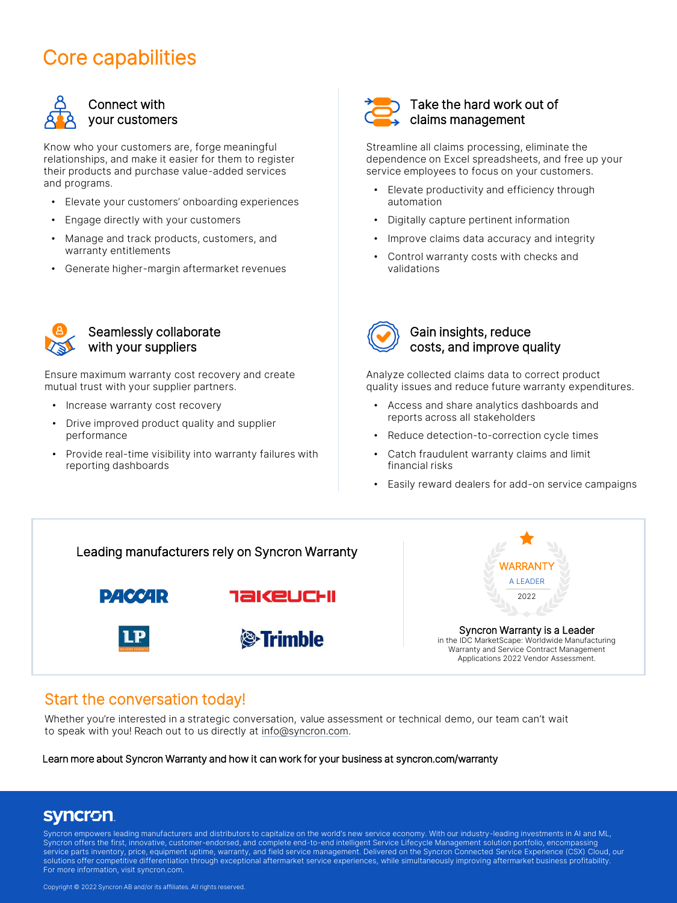# Core capabilities

### Connect with your customers

Know who your customers are, forge meaningful relationships, and make it easier for them to register their products and purchase value-added services and programs.

- Elevate your customers' onboarding experiences
- Engage directly with your customers
- Manage and track products, customers, and warranty entitlements
- Generate higher-margin aftermarket revenues

### Take the hard work out of claims management

Streamline all claims processing, eliminate the dependence on Excel spreadsheets, and free up your service employees to focus on your customers.

- Elevate productivity and efficiency through automation
- Digitally capture pertinent information
- Improve claims data accuracy and integrity
- Control warranty costs with checks and validations

### Seamlessly collaborate with your suppliers

Ensure maximum warranty cost recovery and create mutual trust with your supplier partners.

- Increase warranty cost recovery
- Drive improved product quality and supplier performance
- Provide real-time visibility into warranty failures with reporting dashboards

### Gain insights, reduce costs, and improve quality

Analyze collected claims data to correct product quality issues and reduce future warranty expenditures.

- Access and share analytics dashboards and reports across all stakeholders
- Reduce detection-to-correction cycle times
- Catch fraudulent warranty claims and limit financial risks
- Easily reward dealers for add-on service campaigns

Leading manufacturers rely on Syncron Warranty

PACCAR

TAKEUCHI

LP

Trimble

WARRANTY
A LEADER
2022

**Syncron Warranty is a Leader**
in the IDC MarketScape: Worldwide Manufacturing Warranty and Service Contract Management Applications 2022 Vendor Assessment.

## Start the conversation today!

Whether you're interested in a strategic conversation, value assessment or technical demo, our team can't wait to speak with you! Reach out to us directly at info@syncron.com.

Learn more about Syncron Warranty and how it can work for your business at syncron.com/warranty

**syncron.**

Syncron empowers leading manufacturers and distributors to capitalize on the world's new service economy. With our industry-leading investments in AI and ML, Syncron offers the first, innovative, customer-endorsed, and complete end-to-end intelligent Service Lifecycle Management solution portfolio, encompassing service parts inventory, price, equipment uptime, warranty, and field service management. Delivered on the Syncron Connected Service Experience (CSX) Cloud, our solutions offer competitive differentiation through exceptional aftermarket service experiences, while simultaneously improving aftermarket business profitability. For more information, visit syncron.com.

Copyright © 2022 Syncron AB and/or its affiliates. All rights reserved.